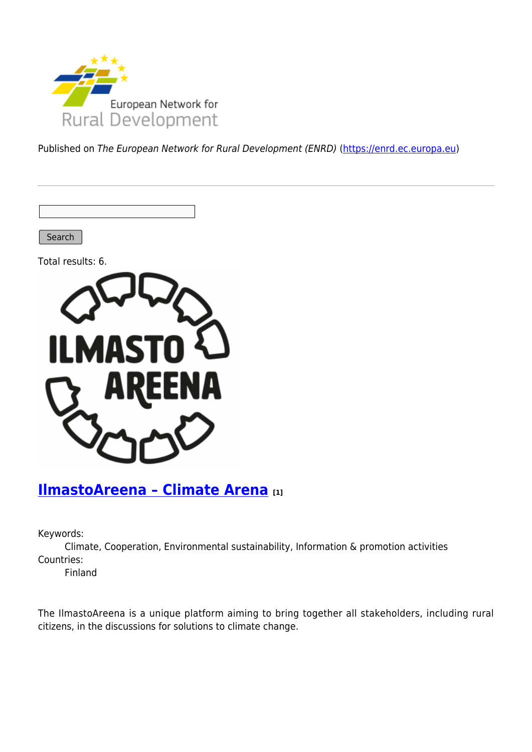Published on *The European Network for Rural Development (ENRD)* (https://enrd.ec.europa.eu)

Search

Total results: 6.

## IlmastoAreena - Climate Arena [1]

Keywords:
Climate, Cooperation, Environmental sustainability, Information & promotion activities

Countries:
Finland

The IlmastoAreena is a unique platform aiming to bring together all stakeholders, including rural citizens, in the discussions for solutions to climate change.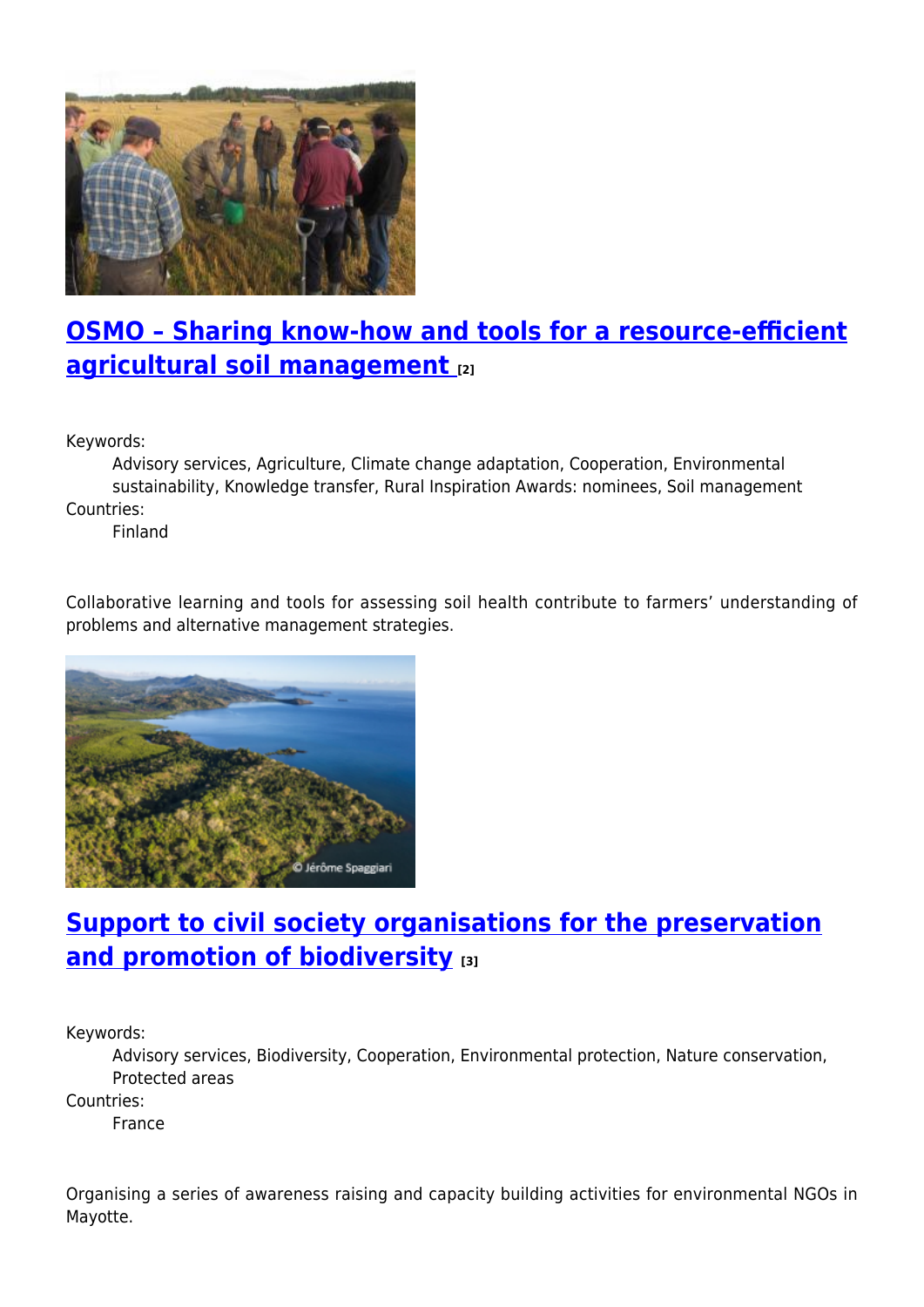## OSMO – Sharing know-how and tools for a resource-efficient agricultural soil management [2]

Keywords:

Advisory services, Agriculture, Climate change adaptation, Cooperation, Environmental sustainability, Knowledge transfer, Rural Inspiration Awards: nominees, Soil management

Countries:

Finland

Collaborative learning and tools for assessing soil health contribute to farmers' understanding of problems and alternative management strategies.

## Support to civil society organisations for the preservation and promotion of biodiversity [3]

Keywords:

Advisory services, Biodiversity, Cooperation, Environmental protection, Nature conservation, Protected areas

Countries:

France

Organising a series of awareness raising and capacity building activities for environmental NGOs in Mayotte.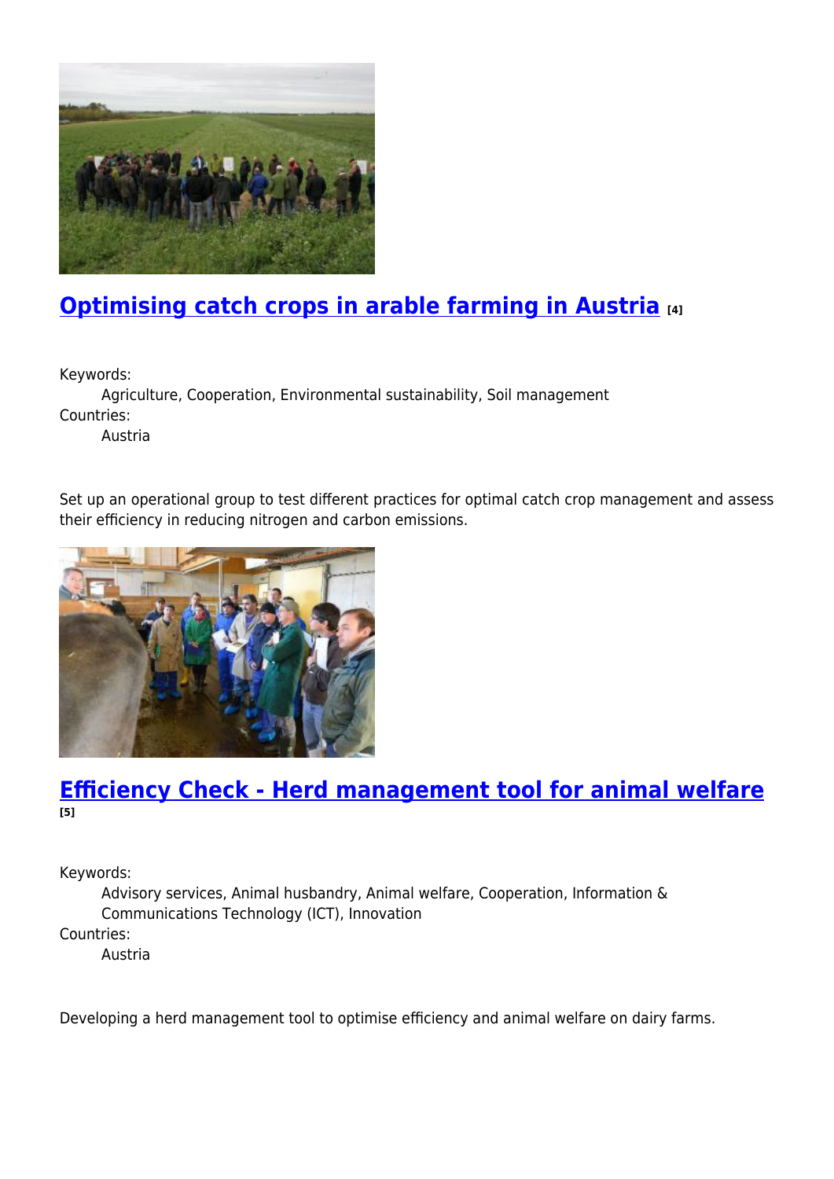## Optimising catch crops in arable farming in Austria [4]

Keywords:
: Agriculture, Cooperation, Environmental sustainability, Soil management

Countries:
: Austria

Set up an operational group to test different practices for optimal catch crop management and assess their efficiency in reducing nitrogen and carbon emissions.

## Efficiency Check - Herd management tool for animal welfare [5]

Keywords:
: Advisory services, Animal husbandry, Animal welfare, Cooperation, Information & Communications Technology (ICT), Innovation

Countries:
: Austria

Developing a herd management tool to optimise efficiency and animal welfare on dairy farms.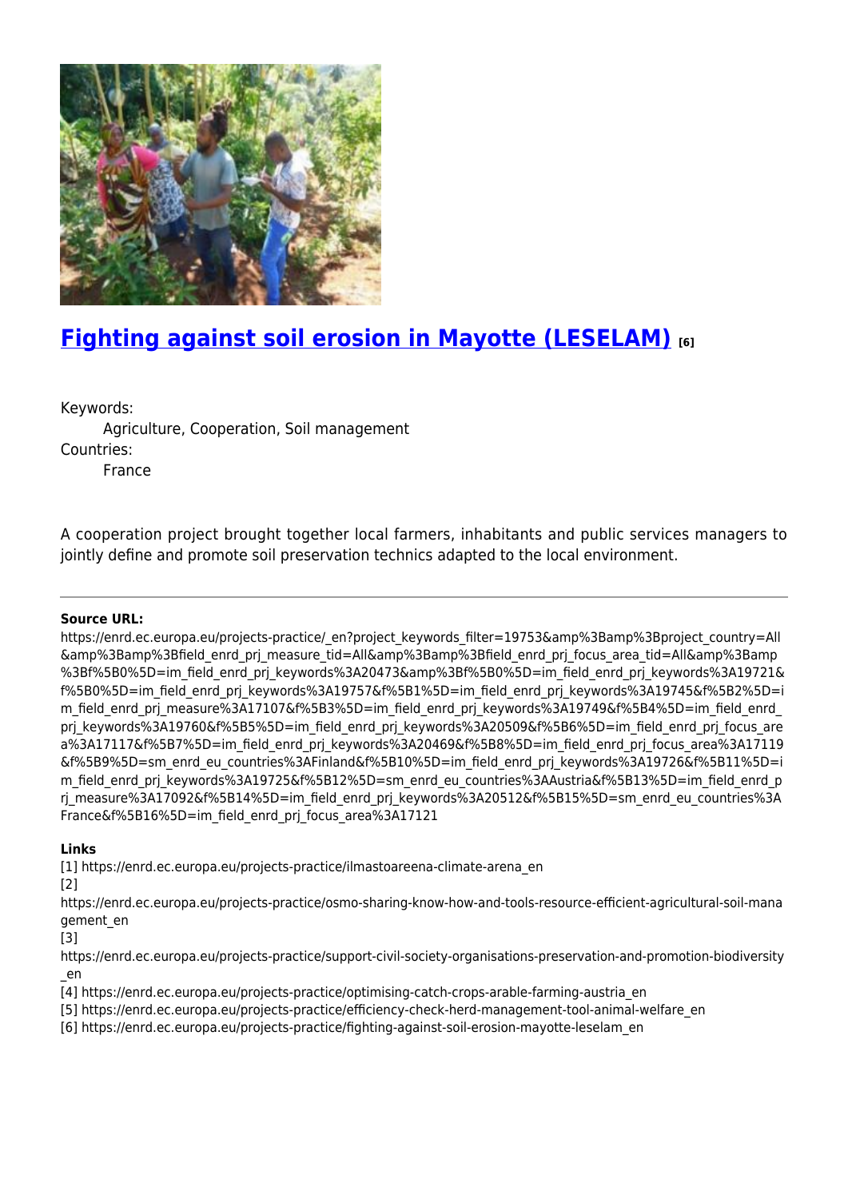## [Fighting against soil erosion in Mayotte (LESELAM)](https://enrd.ec.europa.eu/projects-practice/fighting-against-soil-erosion-mayotte-leselam_en) [6]

Keywords:
  Agriculture, Cooperation, Soil management

Countries:
  France

A cooperation project brought together local farmers, inhabitants and public services managers to jointly define and promote soil preservation technics adapted to the local environment.

---

**Source URL:**
https://enrd.ec.europa.eu/projects-practice/_en?project_keywords_filter=19753&amp%3Bamp%3Bproject_country=All&amp%3Bamp%3Bfield_enrd_prj_measure_tid=All&amp%3Bamp%3Bfield_enrd_prj_focus_area_tid=All&amp%3Bamp%3Bf%5B0%5D=im_field_enrd_prj_keywords%3A20473&amp%3Bf%5B0%5D=im_field_enrd_prj_keywords%3A19721&f%5B0%5D=im_field_enrd_prj_keywords%3A19757&f%5B1%5D=im_field_enrd_prj_keywords%3A19745&f%5B2%5D=im_field_enrd_prj_measure%3A17107&f%5B3%5D=im_field_enrd_prj_keywords%3A19749&f%5B4%5D=im_field_enrd_prj_keywords%3A19760&f%5B5%5D=im_field_enrd_prj_keywords%3A20509&f%5B6%5D=im_field_enrd_prj_focus_area%3A17117&f%5B7%5D=im_field_enrd_prj_keywords%3A20469&f%5B8%5D=im_field_enrd_prj_focus_area%3A17119&f%5B9%5D=sm_enrd_eu_countries%3AFinland&f%5B10%5D=im_field_enrd_prj_keywords%3A19726&f%5B11%5D=im_field_enrd_prj_keywords%3A19725&f%5B12%5D=sm_enrd_eu_countries%3AAustria&f%5B13%5D=im_field_enrd_prj_measure%3A17092&f%5B14%5D=im_field_enrd_prj_keywords%3A20512&f%5B15%5D=sm_enrd_eu_countries%3AFrance&f%5B16%5D=im_field_enrd_prj_focus_area%3A17121

**Links**

[1] https://enrd.ec.europa.eu/projects-practice/ilmastoareena-climate-arena_en
[2] https://enrd.ec.europa.eu/projects-practice/osmo-sharing-know-how-and-tools-resource-efficient-agricultural-soil-management_en
[3] https://enrd.ec.europa.eu/projects-practice/support-civil-society-organisations-preservation-and-promotion-biodiversity_en
[4] https://enrd.ec.europa.eu/projects-practice/optimising-catch-crops-arable-farming-austria_en
[5] https://enrd.ec.europa.eu/projects-practice/efficiency-check-herd-management-tool-animal-welfare_en
[6] https://enrd.ec.europa.eu/projects-practice/fighting-against-soil-erosion-mayotte-leselam_en